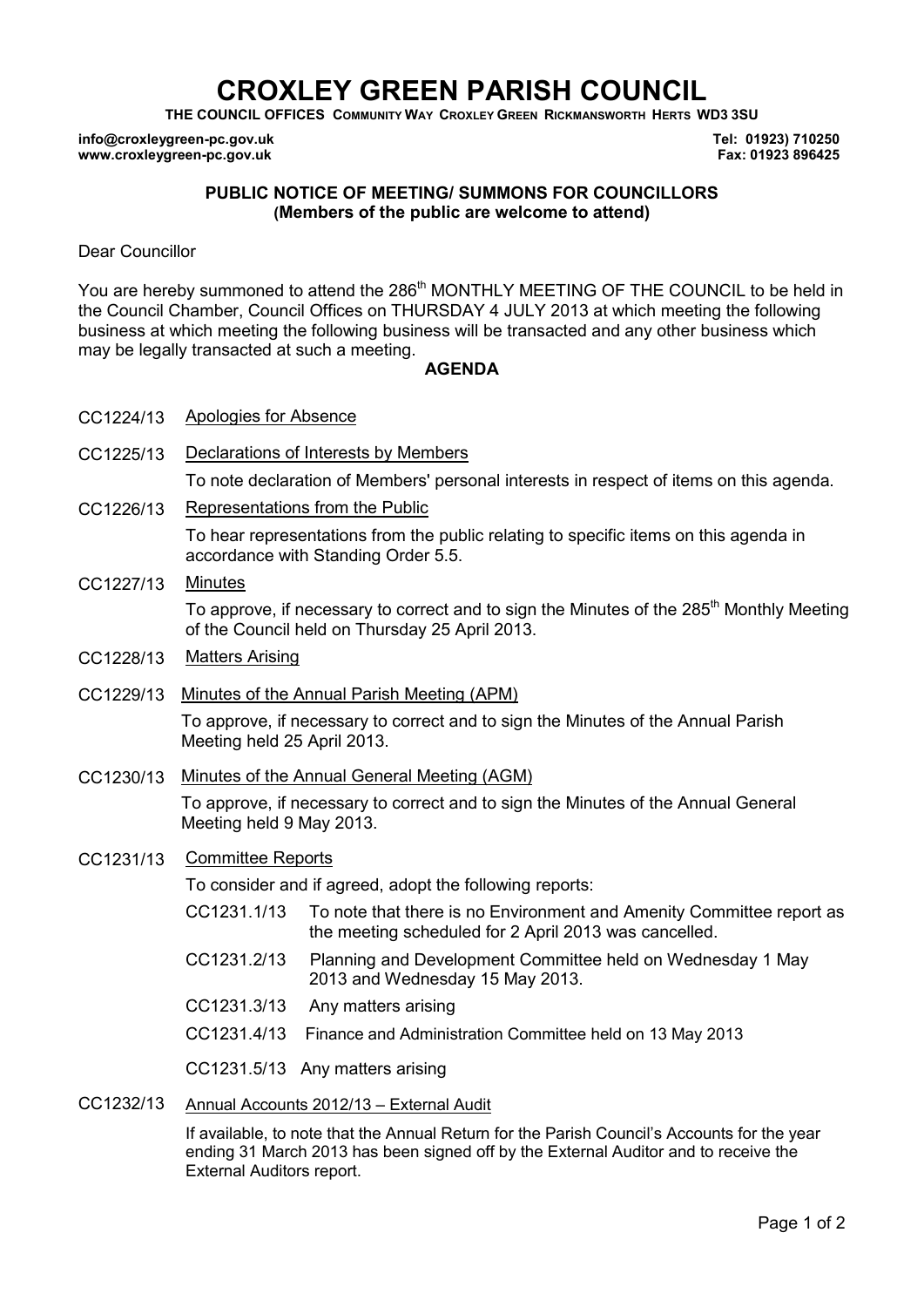# CROXLEY GREEN PARISH COUNCIL

**THE COUNCIL OFFICES COMMUNITY WAY CROXLEY GREEN RICKMANSWORTH HERTS WD3 3SU**

**info@croxleygreen-pc.gov.uk** **Tel: 01923) 710250**
**www.croxleygreen-pc.gov.uk** **Fax: 01923 896425**

**PUBLIC NOTICE OF MEETING/ SUMMONS FOR COUNCILLORS**
**(Members of the public are welcome to attend)**

Dear Councillor

You are hereby summoned to attend the 286th MONTHLY MEETING OF THE COUNCIL to be held in the Council Chamber, Council Offices on THURSDAY 4 JULY 2013 at which meeting the following business at which meeting the following business will be transacted and any other business which may be legally transacted at such a meeting.

**AGENDA**

CC1224/13 Apologies for Absence

CC1225/13 Declarations of Interests by Members

To note declaration of Members' personal interests in respect of items on this agenda.

CC1226/13 Representations from the Public

To hear representations from the public relating to specific items on this agenda in accordance with Standing Order 5.5.

CC1227/13 Minutes

To approve, if necessary to correct and to sign the Minutes of the 285th Monthly Meeting of the Council held on Thursday 25 April 2013.

CC1228/13 Matters Arising

CC1229/13 Minutes of the Annual Parish Meeting (APM)

To approve, if necessary to correct and to sign the Minutes of the Annual Parish Meeting held 25 April 2013.

CC1230/13 Minutes of the Annual General Meeting (AGM)

To approve, if necessary to correct and to sign the Minutes of the Annual General Meeting held 9 May 2013.

CC1231/13 Committee Reports

To consider and if agreed, adopt the following reports:

- CC1231.1/13 To note that there is no Environment and Amenity Committee report as the meeting scheduled for 2 April 2013 was cancelled.
- CC1231.2/13 Planning and Development Committee held on Wednesday 1 May 2013 and Wednesday 15 May 2013.
- CC1231.3/13 Any matters arising
- CC1231.4/13 Finance and Administration Committee held on 13 May 2013
- CC1231.5/13 Any matters arising

CC1232/13 Annual Accounts 2012/13 – External Audit

If available, to note that the Annual Return for the Parish Council's Accounts for the year ending 31 March 2013 has been signed off by the External Auditor and to receive the External Auditors report.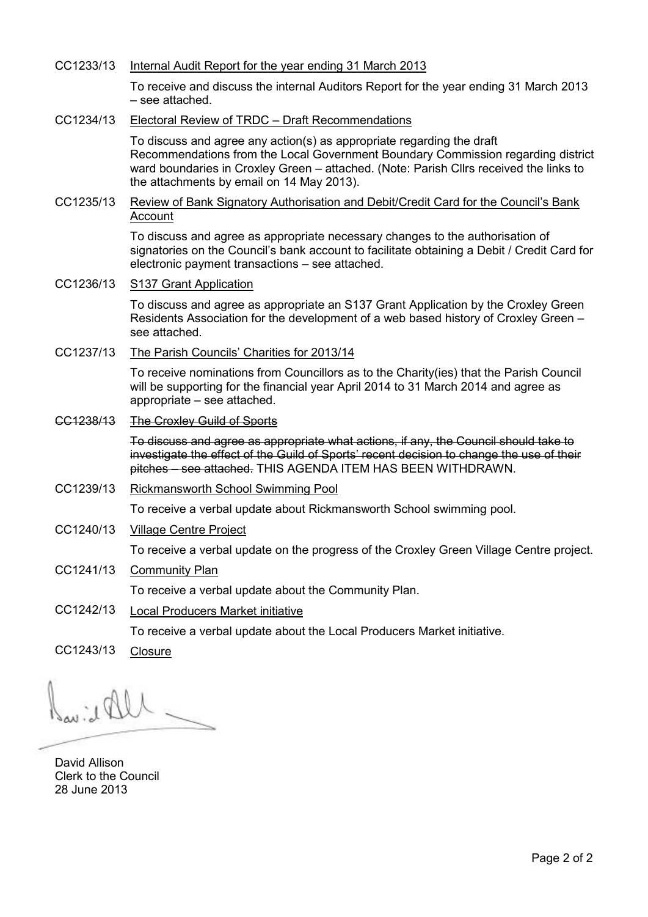CC1233/13 Internal Audit Report for the year ending 31 March 2013

To receive and discuss the internal Auditors Report for the year ending 31 March 2013 – see attached.

CC1234/13 Electoral Review of TRDC – Draft Recommendations

To discuss and agree any action(s) as appropriate regarding the draft Recommendations from the Local Government Boundary Commission regarding district ward boundaries in Croxley Green – attached. (Note: Parish Cllrs received the links to the attachments by email on 14 May 2013).

CC1235/13 Review of Bank Signatory Authorisation and Debit/Credit Card for the Council's Bank Account

To discuss and agree as appropriate necessary changes to the authorisation of signatories on the Council's bank account to facilitate obtaining a Debit / Credit Card for electronic payment transactions – see attached.

CC1236/13 S137 Grant Application

To discuss and agree as appropriate an S137 Grant Application by the Croxley Green Residents Association for the development of a web based history of Croxley Green – see attached.

CC1237/13 The Parish Councils' Charities for 2013/14

To receive nominations from Councillors as to the Charity(ies) that the Parish Council will be supporting for the financial year April 2014 to 31 March 2014 and agree as appropriate – see attached.

~~CC1238/13 The Croxley Guild of Sports~~

~~To discuss and agree as appropriate what actions, if any, the Council should take to investigate the effect of the Guild of Sports' recent decision to change the use of their pitches – see attached.~~ THIS AGENDA ITEM HAS BEEN WITHDRAWN.

CC1239/13 Rickmansworth School Swimming Pool

To receive a verbal update about Rickmansworth School swimming pool.

CC1240/13 Village Centre Project

To receive a verbal update on the progress of the Croxley Green Village Centre project.

CC1241/13 Community Plan

To receive a verbal update about the Community Plan.

CC1242/13 Local Producers Market initiative

To receive a verbal update about the Local Producers Market initiative.

CC1243/13 Closure

David Allison
Clerk to the Council
28 June 2013